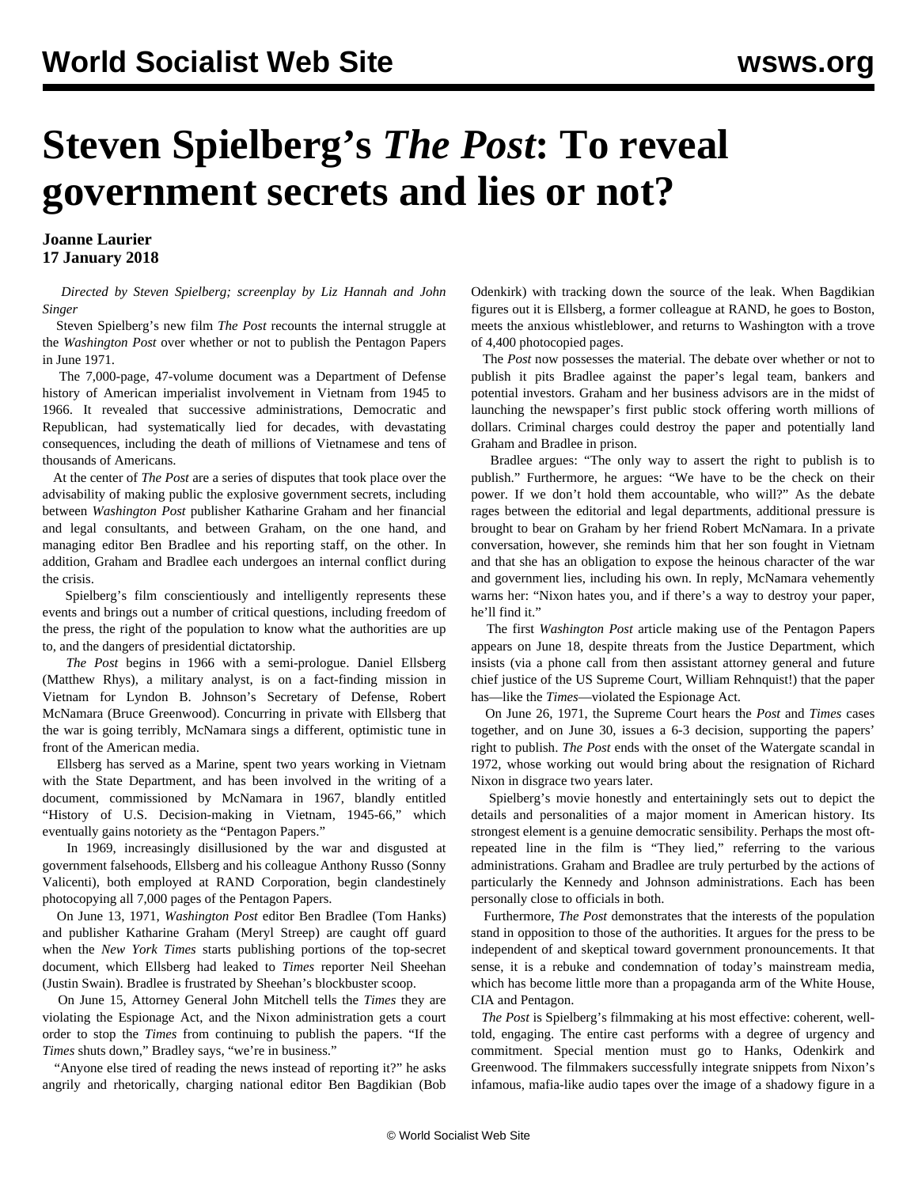# Steven Spielberg's *The Post*: To reveal government secrets and lies or not?

**Joanne Laurier**
**17 January 2018**

*Directed by Steven Spielberg; screenplay by Liz Hannah and John Singer*

Steven Spielberg's new film *The Post* recounts the internal struggle at the *Washington Post* over whether or not to publish the Pentagon Papers in June 1971.

The 7,000-page, 47-volume document was a Department of Defense history of American imperialist involvement in Vietnam from 1945 to 1966. It revealed that successive administrations, Democratic and Republican, had systematically lied for decades, with devastating consequences, including the death of millions of Vietnamese and tens of thousands of Americans.

At the center of *The Post* are a series of disputes that took place over the advisability of making public the explosive government secrets, including between *Washington Post* publisher Katharine Graham and her financial and legal consultants, and between Graham, on the one hand, and managing editor Ben Bradlee and his reporting staff, on the other. In addition, Graham and Bradlee each undergoes an internal conflict during the crisis.

Spielberg's film conscientiously and intelligently represents these events and brings out a number of critical questions, including freedom of the press, the right of the population to know what the authorities are up to, and the dangers of presidential dictatorship.

*The Post* begins in 1966 with a semi-prologue. Daniel Ellsberg (Matthew Rhys), a military analyst, is on a fact-finding mission in Vietnam for Lyndon B. Johnson's Secretary of Defense, Robert McNamara (Bruce Greenwood). Concurring in private with Ellsberg that the war is going terribly, McNamara sings a different, optimistic tune in front of the American media.

Ellsberg has served as a Marine, spent two years working in Vietnam with the State Department, and has been involved in the writing of a document, commissioned by McNamara in 1967, blandly entitled "History of U.S. Decision-making in Vietnam, 1945-66," which eventually gains notoriety as the "Pentagon Papers."

In 1969, increasingly disillusioned by the war and disgusted at government falsehoods, Ellsberg and his colleague Anthony Russo (Sonny Valicenti), both employed at RAND Corporation, begin clandestinely photocopying all 7,000 pages of the Pentagon Papers.

On June 13, 1971, *Washington Post* editor Ben Bradlee (Tom Hanks) and publisher Katharine Graham (Meryl Streep) are caught off guard when the *New York Times* starts publishing portions of the top-secret document, which Ellsberg had leaked to *Times* reporter Neil Sheehan (Justin Swain). Bradlee is frustrated by Sheehan's blockbuster scoop.

On June 15, Attorney General John Mitchell tells the *Times* they are violating the Espionage Act, and the Nixon administration gets a court order to stop the *Times* from continuing to publish the papers. "If the *Times* shuts down," Bradley says, "we're in business."

"Anyone else tired of reading the news instead of reporting it?" he asks angrily and rhetorically, charging national editor Ben Bagdikian (Bob Odenkirk) with tracking down the source of the leak. When Bagdikian figures out it is Ellsberg, a former colleague at RAND, he goes to Boston, meets the anxious whistleblower, and returns to Washington with a trove of 4,400 photocopied pages.

The *Post* now possesses the material. The debate over whether or not to publish it pits Bradlee against the paper's legal team, bankers and potential investors. Graham and her business advisors are in the midst of launching the newspaper's first public stock offering worth millions of dollars. Criminal charges could destroy the paper and potentially land Graham and Bradlee in prison.

Bradlee argues: "The only way to assert the right to publish is to publish." Furthermore, he argues: "We have to be the check on their power. If we don't hold them accountable, who will?" As the debate rages between the editorial and legal departments, additional pressure is brought to bear on Graham by her friend Robert McNamara. In a private conversation, however, she reminds him that her son fought in Vietnam and that she has an obligation to expose the heinous character of the war and government lies, including his own. In reply, McNamara vehemently warns her: "Nixon hates you, and if there's a way to destroy your paper, he'll find it."

The first *Washington Post* article making use of the Pentagon Papers appears on June 18, despite threats from the Justice Department, which insists (via a phone call from then assistant attorney general and future chief justice of the US Supreme Court, William Rehnquist!) that the paper has—like the *Times*—violated the Espionage Act.

On June 26, 1971, the Supreme Court hears the *Post* and *Times* cases together, and on June 30, issues a 6-3 decision, supporting the papers' right to publish. *The Post* ends with the onset of the Watergate scandal in 1972, whose working out would bring about the resignation of Richard Nixon in disgrace two years later.

Spielberg's movie honestly and entertainingly sets out to depict the details and personalities of a major moment in American history. Its strongest element is a genuine democratic sensibility. Perhaps the most oft-repeated line in the film is "They lied," referring to the various administrations. Graham and Bradlee are truly perturbed by the actions of particularly the Kennedy and Johnson administrations. Each has been personally close to officials in both.

Furthermore, *The Post* demonstrates that the interests of the population stand in opposition to those of the authorities. It argues for the press to be independent of and skeptical toward government pronouncements. It that sense, it is a rebuke and condemnation of today's mainstream media, which has become little more than a propaganda arm of the White House, CIA and Pentagon.

*The Post* is Spielberg's filmmaking at his most effective: coherent, well-told, engaging. The entire cast performs with a degree of urgency and commitment. Special mention must go to Hanks, Odenkirk and Greenwood. The filmmakers successfully integrate snippets from Nixon's infamous, mafia-like audio tapes over the image of a shadowy figure in a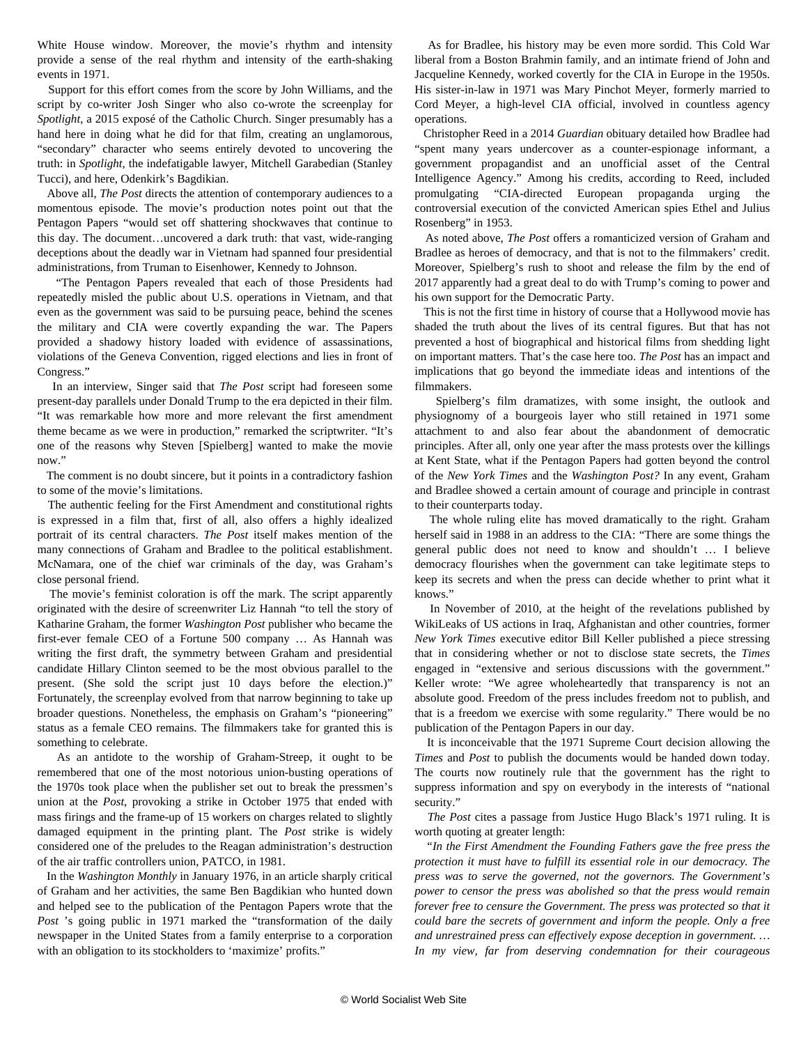White House window. Moreover, the movie's rhythm and intensity provide a sense of the real rhythm and intensity of the earth-shaking events in 1971.

Support for this effort comes from the score by John Williams, and the script by co-writer Josh Singer who also co-wrote the screenplay for *Spotlight*, a 2015 exposé of the Catholic Church. Singer presumably has a hand here in doing what he did for that film, creating an unglamorous, "secondary" character who seems entirely devoted to uncovering the truth: in *Spotlight*, the indefatigable lawyer, Mitchell Garabedian (Stanley Tucci), and here, Odenkirk's Bagdikian.

Above all, *The Post* directs the attention of contemporary audiences to a momentous episode. The movie's production notes point out that the Pentagon Papers "would set off shattering shockwaves that continue to this day. The document…uncovered a dark truth: that vast, wide-ranging deceptions about the deadly war in Vietnam had spanned four presidential administrations, from Truman to Eisenhower, Kennedy to Johnson.

"The Pentagon Papers revealed that each of those Presidents had repeatedly misled the public about U.S. operations in Vietnam, and that even as the government was said to be pursuing peace, behind the scenes the military and CIA were covertly expanding the war. The Papers provided a shadowy history loaded with evidence of assassinations, violations of the Geneva Convention, rigged elections and lies in front of Congress."

In an interview, Singer said that *The Post* script had foreseen some present-day parallels under Donald Trump to the era depicted in their film. "It was remarkable how more and more relevant the first amendment theme became as we were in production," remarked the scriptwriter. "It's one of the reasons why Steven [Spielberg] wanted to make the movie now."

The comment is no doubt sincere, but it points in a contradictory fashion to some of the movie's limitations.

The authentic feeling for the First Amendment and constitutional rights is expressed in a film that, first of all, also offers a highly idealized portrait of its central characters. *The Post* itself makes mention of the many connections of Graham and Bradlee to the political establishment. McNamara, one of the chief war criminals of the day, was Graham's close personal friend.

The movie's feminist coloration is off the mark. The script apparently originated with the desire of screenwriter Liz Hannah "to tell the story of Katharine Graham, the former *Washington Post* publisher who became the first-ever female CEO of a Fortune 500 company … As Hannah was writing the first draft, the symmetry between Graham and presidential candidate Hillary Clinton seemed to be the most obvious parallel to the present. (She sold the script just 10 days before the election.)" Fortunately, the screenplay evolved from that narrow beginning to take up broader questions. Nonetheless, the emphasis on Graham's "pioneering" status as a female CEO remains. The filmmakers take for granted this is something to celebrate.

As an antidote to the worship of Graham-Streep, it ought to be remembered that one of the most notorious union-busting operations of the 1970s took place when the publisher set out to break the pressmen's union at the *Post*, provoking a strike in October 1975 that ended with mass firings and the frame-up of 15 workers on charges related to slightly damaged equipment in the printing plant. The *Post* strike is widely considered one of the preludes to the Reagan administration's destruction of the air traffic controllers union, PATCO, in 1981.

In the *Washington Monthly* in January 1976, in an article sharply critical of Graham and her activities, the same Ben Bagdikian who hunted down and helped see to the publication of the Pentagon Papers wrote that the *Post* 's going public in 1971 marked the "transformation of the daily newspaper in the United States from a family enterprise to a corporation with an obligation to its stockholders to 'maximize' profits."

As for Bradlee, his history may be even more sordid. This Cold War liberal from a Boston Brahmin family, and an intimate friend of John and Jacqueline Kennedy, worked covertly for the CIA in Europe in the 1950s. His sister-in-law in 1971 was Mary Pinchot Meyer, formerly married to Cord Meyer, a high-level CIA official, involved in countless agency operations.

Christopher Reed in a 2014 *Guardian* obituary detailed how Bradlee had "spent many years undercover as a counter-espionage informant, a government propagandist and an unofficial asset of the Central Intelligence Agency." Among his credits, according to Reed, included promulgating "CIA-directed European propaganda urging the controversial execution of the convicted American spies Ethel and Julius Rosenberg" in 1953.

As noted above, *The Post* offers a romanticized version of Graham and Bradlee as heroes of democracy, and that is not to the filmmakers' credit. Moreover, Spielberg's rush to shoot and release the film by the end of 2017 apparently had a great deal to do with Trump's coming to power and his own support for the Democratic Party.

This is not the first time in history of course that a Hollywood movie has shaded the truth about the lives of its central figures. But that has not prevented a host of biographical and historical films from shedding light on important matters. That's the case here too. *The Post* has an impact and implications that go beyond the immediate ideas and intentions of the filmmakers.

Spielberg's film dramatizes, with some insight, the outlook and physiognomy of a bourgeois layer who still retained in 1971 some attachment to and also fear about the abandonment of democratic principles. After all, only one year after the mass protests over the killings at Kent State, what if the Pentagon Papers had gotten beyond the control of the *New York Times* and the *Washington Post?* In any event, Graham and Bradlee showed a certain amount of courage and principle in contrast to their counterparts today.

The whole ruling elite has moved dramatically to the right. Graham herself said in 1988 in an address to the CIA: "There are some things the general public does not need to know and shouldn't … I believe democracy flourishes when the government can take legitimate steps to keep its secrets and when the press can decide whether to print what it knows."

In November of 2010, at the height of the revelations published by WikiLeaks of US actions in Iraq, Afghanistan and other countries, former *New York Times* executive editor Bill Keller published a piece stressing that in considering whether or not to disclose state secrets, the *Times* engaged in "extensive and serious discussions with the government." Keller wrote: "We agree wholeheartedly that transparency is not an absolute good. Freedom of the press includes freedom not to publish, and that is a freedom we exercise with some regularity." There would be no publication of the Pentagon Papers in our day.

It is inconceivable that the 1971 Supreme Court decision allowing the *Times* and *Post* to publish the documents would be handed down today. The courts now routinely rule that the government has the right to suppress information and spy on everybody in the interests of "national security."

*The Post* cites a passage from Justice Hugo Black's 1971 ruling. It is worth quoting at greater length:

*"In the First Amendment the Founding Fathers gave the free press the protection it must have to fulfill its essential role in our democracy. The press was to serve the governed, not the governors. The Government's power to censor the press was abolished so that the press would remain forever free to censure the Government. The press was protected so that it could bare the secrets of government and inform the people. Only a free and unrestrained press can effectively expose deception in government. … In my view, far from deserving condemnation for their courageous*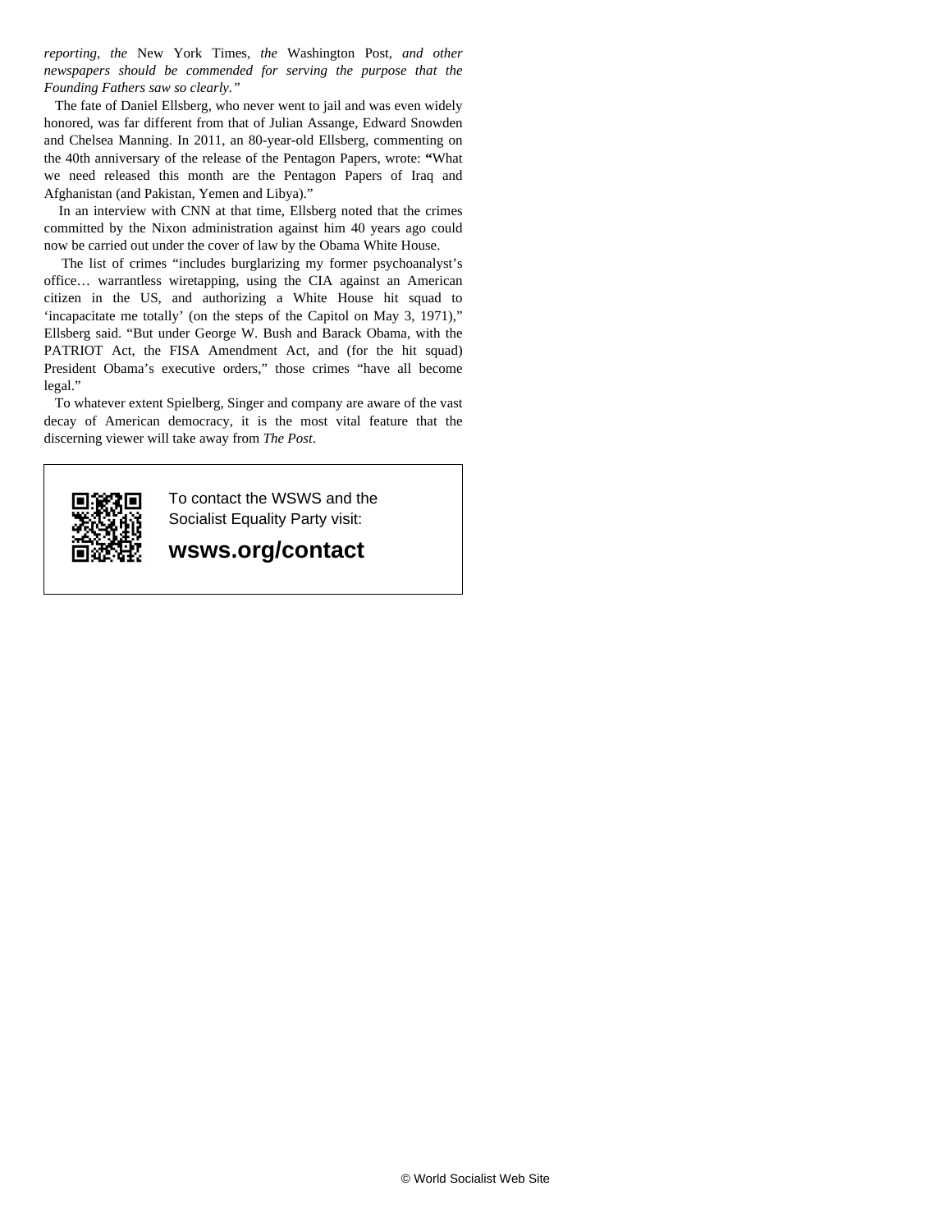*reporting, the* New York Times*, the* Washington Post*, and other newspapers should be commended for serving the purpose that the Founding Fathers saw so clearly."*

The fate of Daniel Ellsberg, who never went to jail and was even widely honored, was far different from that of Julian Assange, Edward Snowden and Chelsea Manning. In 2011, an 80-year-old Ellsberg, commenting on the 40th anniversary of the release of the Pentagon Papers, wrote: **"**What we need released this month are the Pentagon Papers of Iraq and Afghanistan (and Pakistan, Yemen and Libya)."

In an interview with CNN at that time, Ellsberg noted that the crimes committed by the Nixon administration against him 40 years ago could now be carried out under the cover of law by the Obama White House.

The list of crimes "includes burglarizing my former psychoanalyst's office… warrantless wiretapping, using the CIA against an American citizen in the US, and authorizing a White House hit squad to 'incapacitate me totally' (on the steps of the Capitol on May 3, 1971)," Ellsberg said. "But under George W. Bush and Barack Obama, with the PATRIOT Act, the FISA Amendment Act, and (for the hit squad) President Obama's executive orders," those crimes "have all become legal."

To whatever extent Spielberg, Singer and company are aware of the vast decay of American democracy, it is the most vital feature that the discerning viewer will take away from *The Post*.

To contact the WSWS and the Socialist Equality Party visit:

**wsws.org/contact**